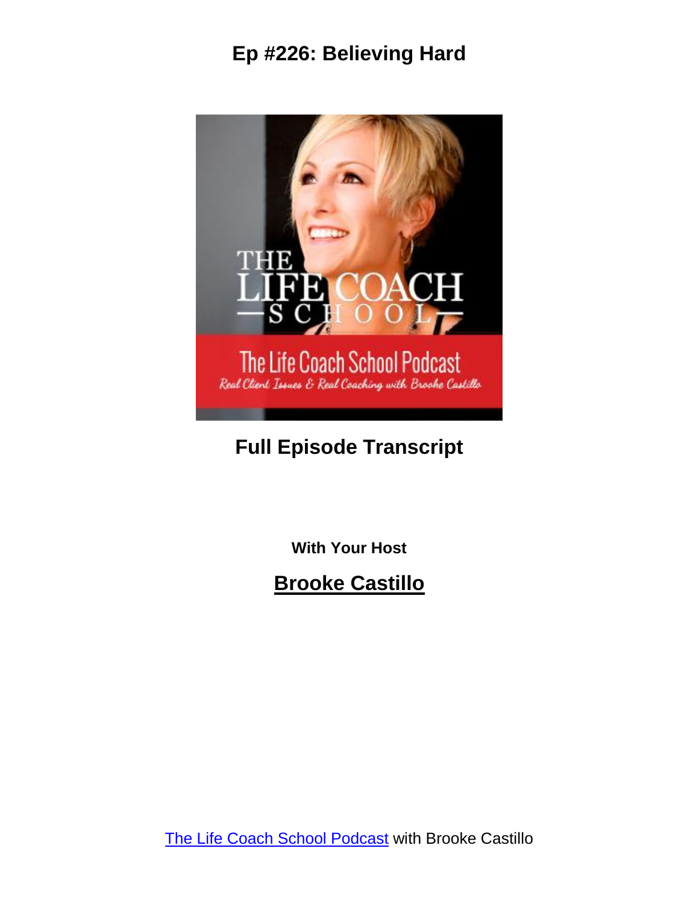# Ep #226: Believing Hard

## Full Episode Transcript

**With Your Host**

## Brooke Castillo

The Life Coach School Podcast with Brooke Castillo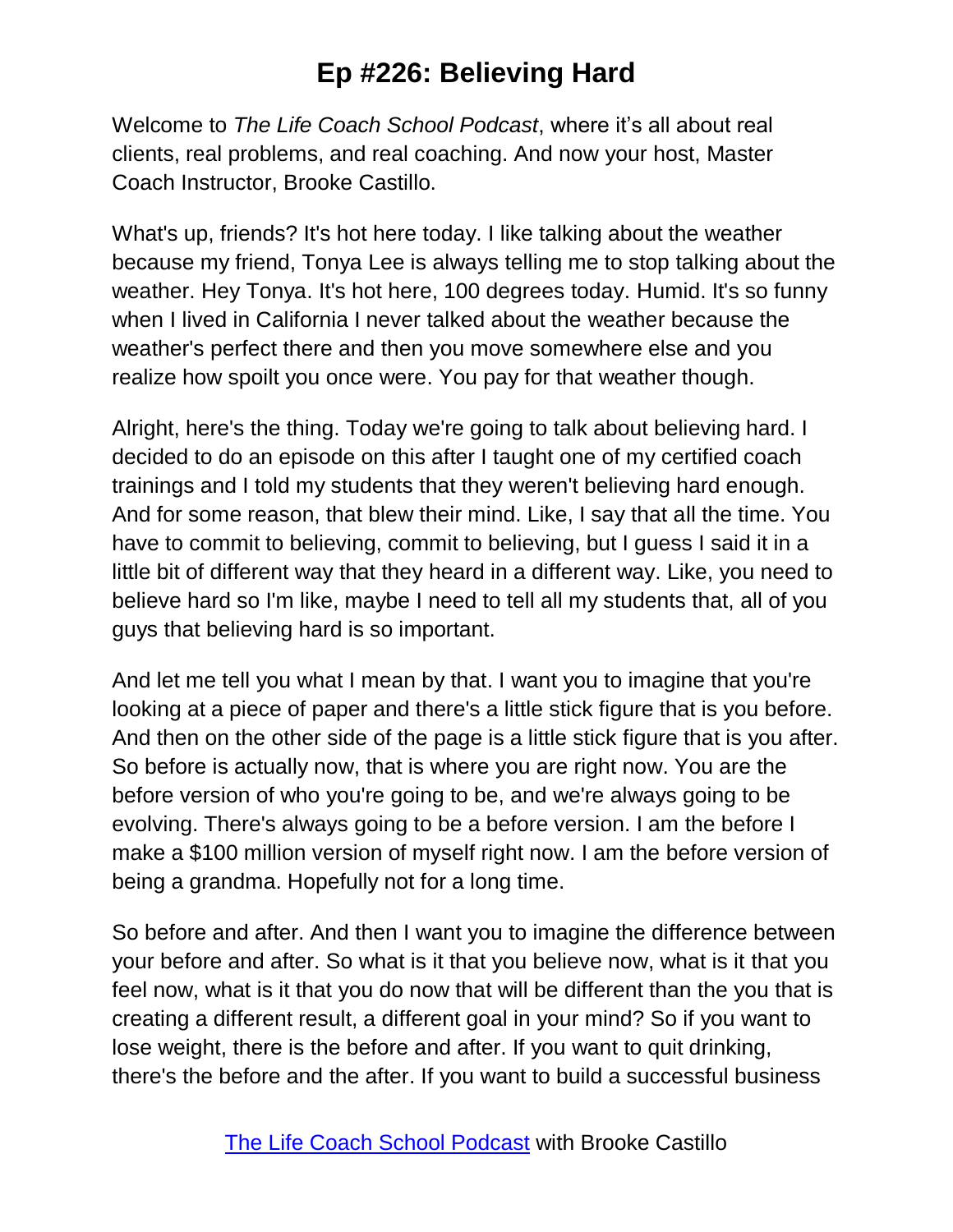# Ep #226: Believing Hard

Welcome to *The Life Coach School Podcast*, where it's all about real clients, real problems, and real coaching. And now your host, Master Coach Instructor, Brooke Castillo.

What's up, friends? It's hot here today. I like talking about the weather because my friend, Tonya Lee is always telling me to stop talking about the weather. Hey Tonya. It's hot here, 100 degrees today. Humid. It's so funny when I lived in California I never talked about the weather because the weather's perfect there and then you move somewhere else and you realize how spoilt you once were. You pay for that weather though.

Alright, here's the thing. Today we're going to talk about believing hard. I decided to do an episode on this after I taught one of my certified coach trainings and I told my students that they weren't believing hard enough. And for some reason, that blew their mind. Like, I say that all the time. You have to commit to believing, commit to believing, but I guess I said it in a little bit of different way that they heard in a different way. Like, you need to believe hard so I'm like, maybe I need to tell all my students that, all of you guys that believing hard is so important.

And let me tell you what I mean by that. I want you to imagine that you're looking at a piece of paper and there's a little stick figure that is you before. And then on the other side of the page is a little stick figure that is you after. So before is actually now, that is where you are right now. You are the before version of who you're going to be, and we're always going to be evolving. There's always going to be a before version. I am the before I make a $100 million version of myself right now. I am the before version of being a grandma. Hopefully not for a long time.

So before and after. And then I want you to imagine the difference between your before and after. So what is it that you believe now, what is it that you feel now, what is it that you do now that will be different than the you that is creating a different result, a different goal in your mind? So if you want to lose weight, there is the before and after. If you want to quit drinking, there's the before and the after. If you want to build a successful business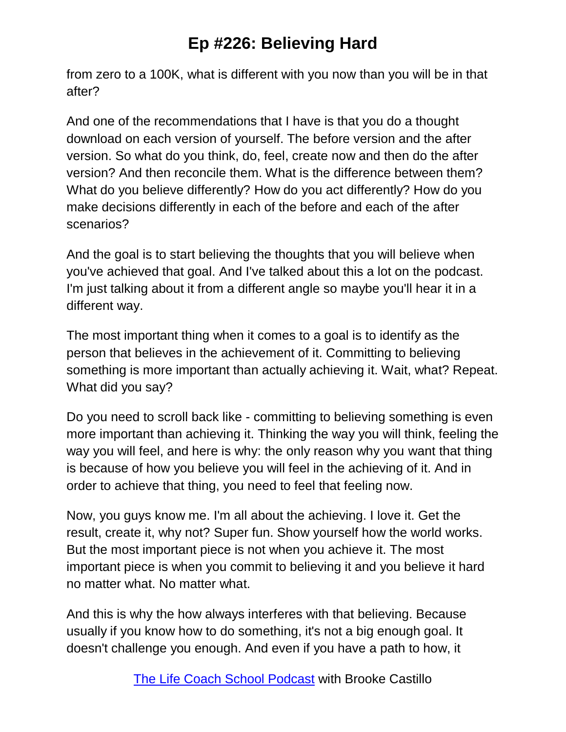from zero to a 100K, what is different with you now than you will be in that after?

And one of the recommendations that I have is that you do a thought download on each version of yourself. The before version and the after version. So what do you think, do, feel, create now and then do the after version? And then reconcile them. What is the difference between them? What do you believe differently? How do you act differently? How do you make decisions differently in each of the before and each of the after scenarios?

And the goal is to start believing the thoughts that you will believe when you've achieved that goal. And I've talked about this a lot on the podcast. I'm just talking about it from a different angle so maybe you'll hear it in a different way.

The most important thing when it comes to a goal is to identify as the person that believes in the achievement of it. Committing to believing something is more important than actually achieving it. Wait, what? Repeat. What did you say?

Do you need to scroll back like - committing to believing something is even more important than achieving it. Thinking the way you will think, feeling the way you will feel, and here is why: the only reason why you want that thing is because of how you believe you will feel in the achieving of it. And in order to achieve that thing, you need to feel that feeling now.

Now, you guys know me. I'm all about the achieving. I love it. Get the result, create it, why not? Super fun. Show yourself how the world works. But the most important piece is not when you achieve it. The most important piece is when you commit to believing it and you believe it hard no matter what. No matter what.

And this is why the how always interferes with that believing. Because usually if you know how to do something, it's not a big enough goal. It doesn't challenge you enough. And even if you have a path to how, it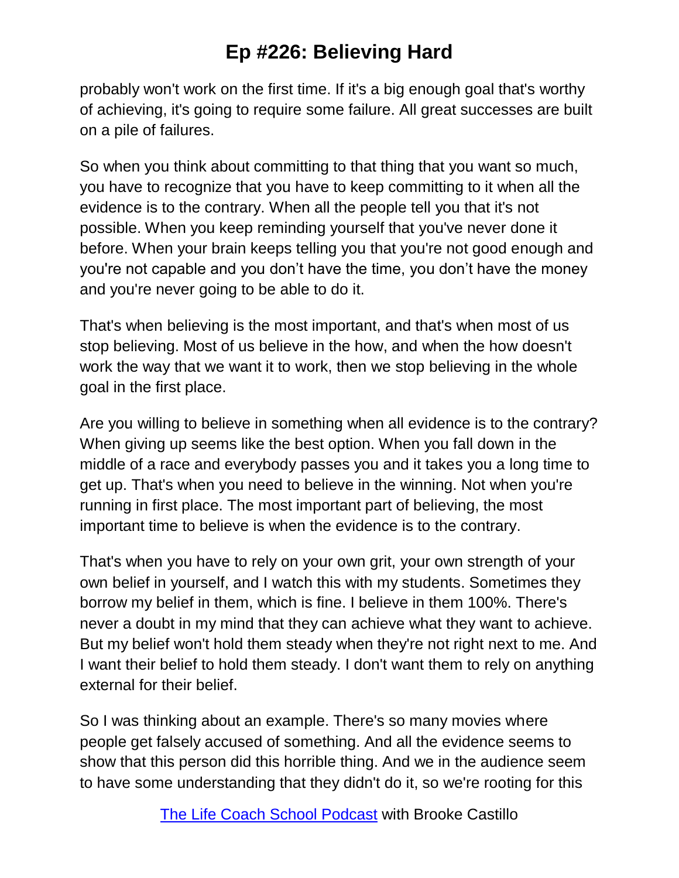probably won't work on the first time. If it's a big enough goal that's worthy of achieving, it's going to require some failure. All great successes are built on a pile of failures.

So when you think about committing to that thing that you want so much, you have to recognize that you have to keep committing to it when all the evidence is to the contrary. When all the people tell you that it's not possible. When you keep reminding yourself that you've never done it before. When your brain keeps telling you that you're not good enough and you're not capable and you don't have the time, you don't have the money and you're never going to be able to do it.

That's when believing is the most important, and that's when most of us stop believing. Most of us believe in the how, and when the how doesn't work the way that we want it to work, then we stop believing in the whole goal in the first place.

Are you willing to believe in something when all evidence is to the contrary? When giving up seems like the best option. When you fall down in the middle of a race and everybody passes you and it takes you a long time to get up. That's when you need to believe in the winning. Not when you're running in first place. The most important part of believing, the most important time to believe is when the evidence is to the contrary.

That's when you have to rely on your own grit, your own strength of your own belief in yourself, and I watch this with my students. Sometimes they borrow my belief in them, which is fine. I believe in them 100%. There's never a doubt in my mind that they can achieve what they want to achieve. But my belief won't hold them steady when they're not right next to me. And I want their belief to hold them steady. I don't want them to rely on anything external for their belief.

So I was thinking about an example. There's so many movies where people get falsely accused of something. And all the evidence seems to show that this person did this horrible thing. And we in the audience seem to have some understanding that they didn't do it, so we're rooting for this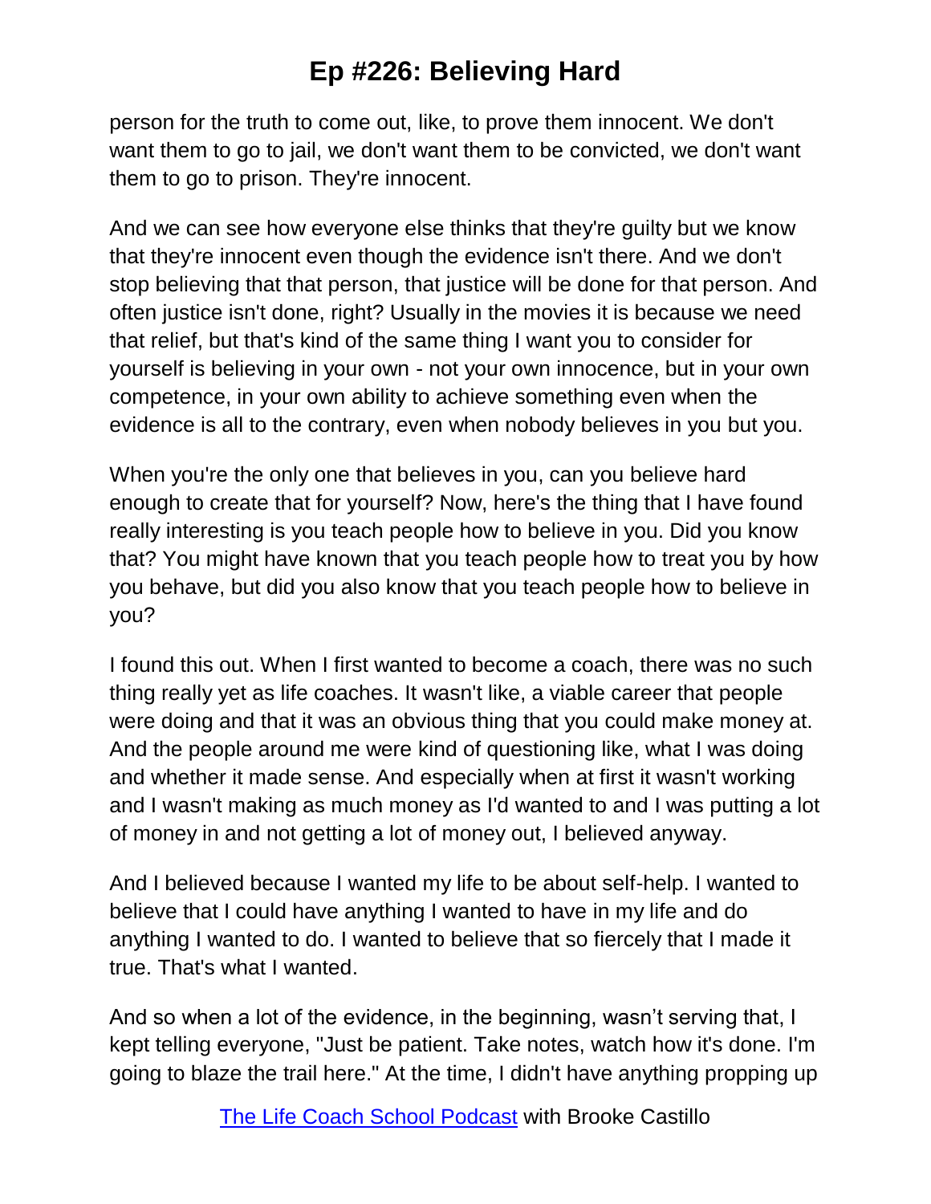person for the truth to come out, like, to prove them innocent. We don't want them to go to jail, we don't want them to be convicted, we don't want them to go to prison. They're innocent.

And we can see how everyone else thinks that they're guilty but we know that they're innocent even though the evidence isn't there. And we don't stop believing that that person, that justice will be done for that person. And often justice isn't done, right? Usually in the movies it is because we need that relief, but that's kind of the same thing I want you to consider for yourself is believing in your own - not your own innocence, but in your own competence, in your own ability to achieve something even when the evidence is all to the contrary, even when nobody believes in you but you.

When you're the only one that believes in you, can you believe hard enough to create that for yourself? Now, here's the thing that I have found really interesting is you teach people how to believe in you. Did you know that? You might have known that you teach people how to treat you by how you behave, but did you also know that you teach people how to believe in you?

I found this out. When I first wanted to become a coach, there was no such thing really yet as life coaches. It wasn't like, a viable career that people were doing and that it was an obvious thing that you could make money at. And the people around me were kind of questioning like, what I was doing and whether it made sense. And especially when at first it wasn't working and I wasn't making as much money as I'd wanted to and I was putting a lot of money in and not getting a lot of money out, I believed anyway.

And I believed because I wanted my life to be about self-help. I wanted to believe that I could have anything I wanted to have in my life and do anything I wanted to do. I wanted to believe that so fiercely that I made it true. That's what I wanted.

And so when a lot of the evidence, in the beginning, wasn't serving that, I kept telling everyone, "Just be patient. Take notes, watch how it's done. I'm going to blaze the trail here." At the time, I didn't have anything propping up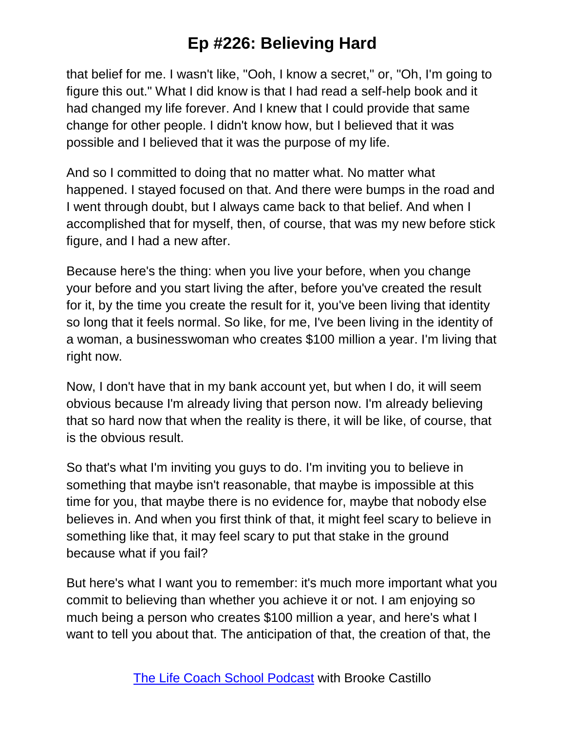that belief for me. I wasn't like, "Ooh, I know a secret," or, "Oh, I'm going to figure this out." What I did know is that I had read a self-help book and it had changed my life forever. And I knew that I could provide that same change for other people. I didn't know how, but I believed that it was possible and I believed that it was the purpose of my life.

And so I committed to doing that no matter what. No matter what happened. I stayed focused on that. And there were bumps in the road and I went through doubt, but I always came back to that belief. And when I accomplished that for myself, then, of course, that was my new before stick figure, and I had a new after.

Because here's the thing: when you live your before, when you change your before and you start living the after, before you've created the result for it, by the time you create the result for it, you've been living that identity so long that it feels normal. So like, for me, I've been living in the identity of a woman, a businesswoman who creates $100 million a year. I'm living that right now.

Now, I don't have that in my bank account yet, but when I do, it will seem obvious because I'm already living that person now. I'm already believing that so hard now that when the reality is there, it will be like, of course, that is the obvious result.

So that's what I'm inviting you guys to do. I'm inviting you to believe in something that maybe isn't reasonable, that maybe is impossible at this time for you, that maybe there is no evidence for, maybe that nobody else believes in. And when you first think of that, it might feel scary to believe in something like that, it may feel scary to put that stake in the ground because what if you fail?

But here's what I want you to remember: it's much more important what you commit to believing than whether you achieve it or not. I am enjoying so much being a person who creates $100 million a year, and here's what I want to tell you about that. The anticipation of that, the creation of that, the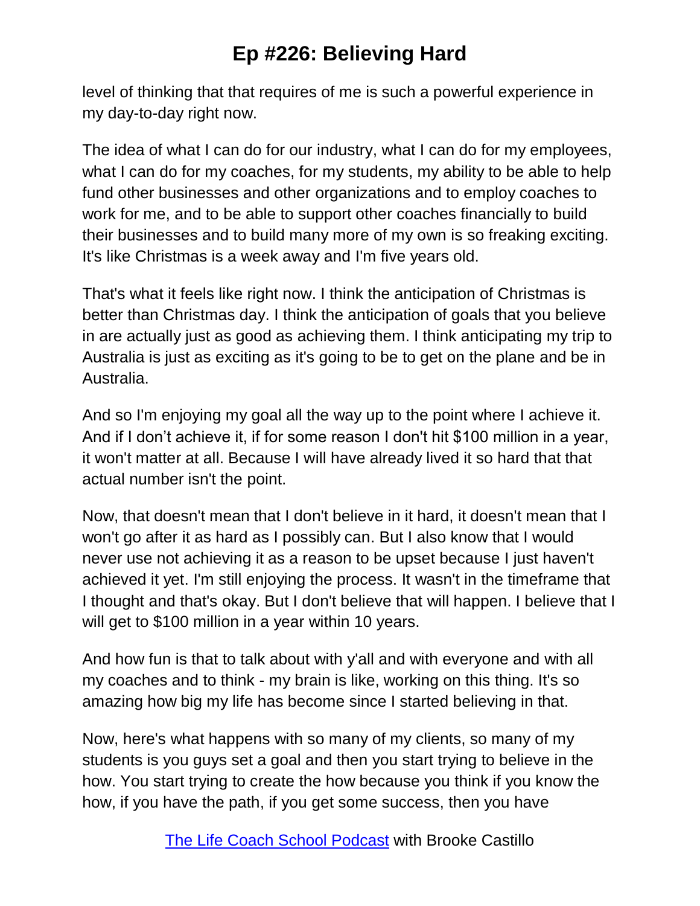level of thinking that that requires of me is such a powerful experience in my day-to-day right now.

The idea of what I can do for our industry, what I can do for my employees, what I can do for my coaches, for my students, my ability to be able to help fund other businesses and other organizations and to employ coaches to work for me, and to be able to support other coaches financially to build their businesses and to build many more of my own is so freaking exciting. It's like Christmas is a week away and I'm five years old.

That's what it feels like right now. I think the anticipation of Christmas is better than Christmas day. I think the anticipation of goals that you believe in are actually just as good as achieving them. I think anticipating my trip to Australia is just as exciting as it's going to be to get on the plane and be in Australia.

And so I'm enjoying my goal all the way up to the point where I achieve it. And if I don't achieve it, if for some reason I don't hit $100 million in a year, it won't matter at all. Because I will have already lived it so hard that that actual number isn't the point.

Now, that doesn't mean that I don't believe in it hard, it doesn't mean that I won't go after it as hard as I possibly can. But I also know that I would never use not achieving it as a reason to be upset because I just haven't achieved it yet. I'm still enjoying the process. It wasn't in the timeframe that I thought and that's okay. But I don't believe that will happen. I believe that I will get to $100 million in a year within 10 years.

And how fun is that to talk about with y'all and with everyone and with all my coaches and to think - my brain is like, working on this thing. It's so amazing how big my life has become since I started believing in that.

Now, here's what happens with so many of my clients, so many of my students is you guys set a goal and then you start trying to believe in the how. You start trying to create the how because you think if you know the how, if you have the path, if you get some success, then you have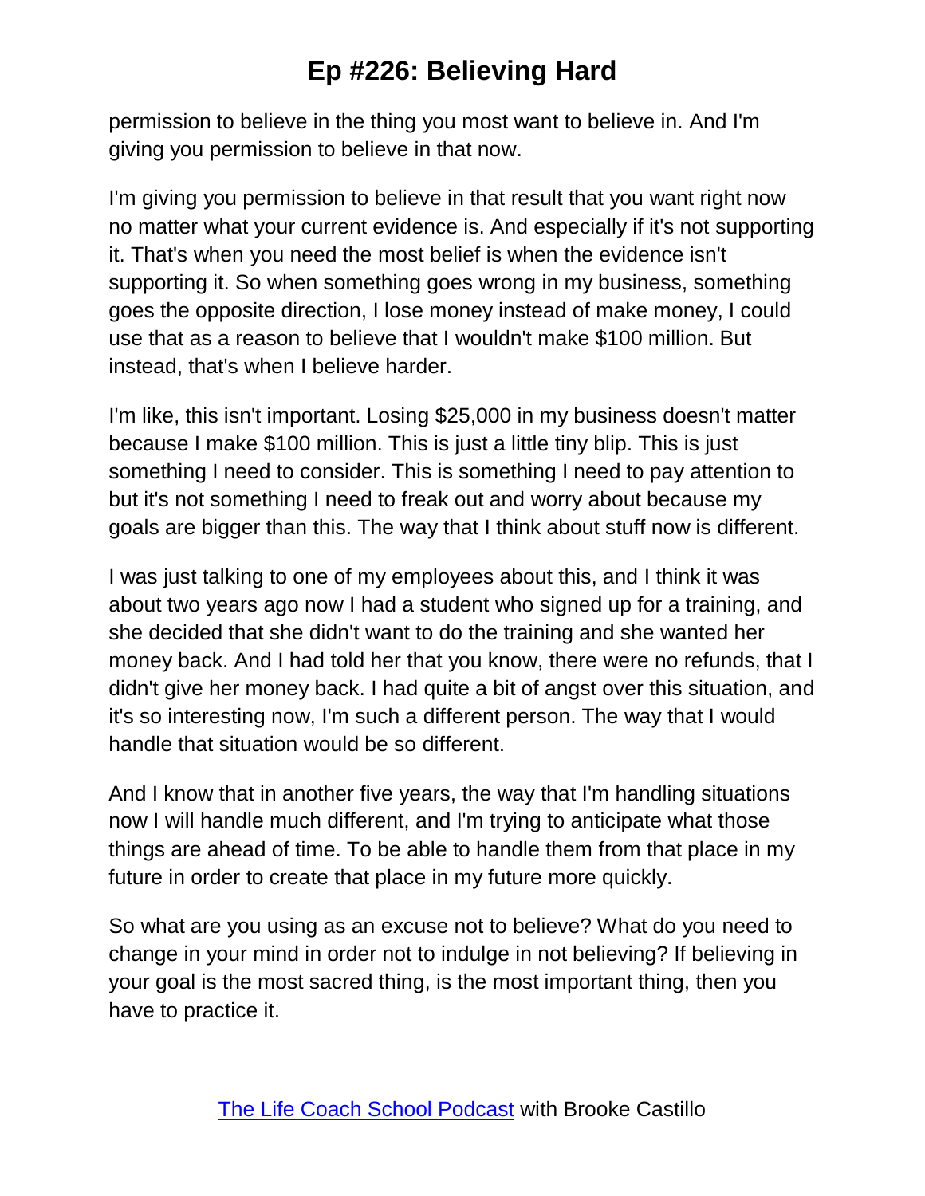permission to believe in the thing you most want to believe in. And I'm giving you permission to believe in that now.

I'm giving you permission to believe in that result that you want right now no matter what your current evidence is. And especially if it's not supporting it. That's when you need the most belief is when the evidence isn't supporting it. So when something goes wrong in my business, something goes the opposite direction, I lose money instead of make money, I could use that as a reason to believe that I wouldn't make $100 million. But instead, that's when I believe harder.

I'm like, this isn't important. Losing $25,000 in my business doesn't matter because I make $100 million. This is just a little tiny blip. This is just something I need to consider. This is something I need to pay attention to but it's not something I need to freak out and worry about because my goals are bigger than this. The way that I think about stuff now is different.

I was just talking to one of my employees about this, and I think it was about two years ago now I had a student who signed up for a training, and she decided that she didn't want to do the training and she wanted her money back. And I had told her that you know, there were no refunds, that I didn't give her money back. I had quite a bit of angst over this situation, and it's so interesting now, I'm such a different person. The way that I would handle that situation would be so different.

And I know that in another five years, the way that I'm handling situations now I will handle much different, and I'm trying to anticipate what those things are ahead of time. To be able to handle them from that place in my future in order to create that place in my future more quickly.

So what are you using as an excuse not to believe? What do you need to change in your mind in order not to indulge in not believing? If believing in your goal is the most sacred thing, is the most important thing, then you have to practice it.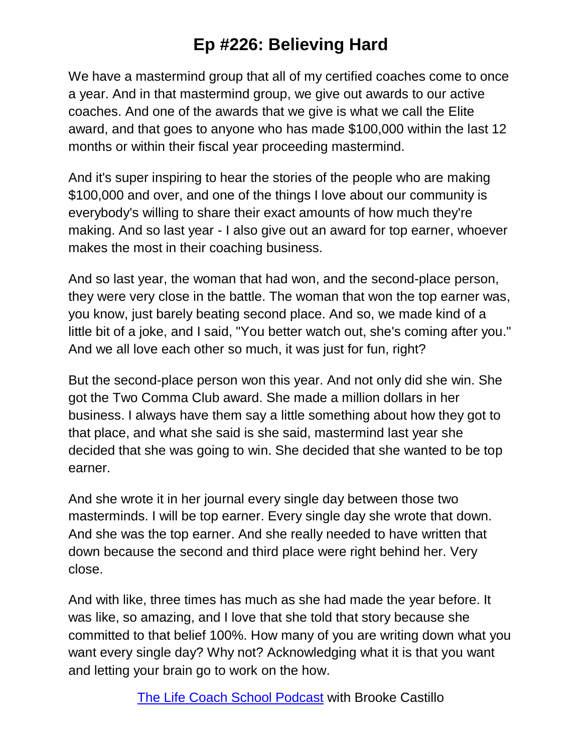We have a mastermind group that all of my certified coaches come to once a year. And in that mastermind group, we give out awards to our active coaches. And one of the awards that we give is what we call the Elite award, and that goes to anyone who has made $100,000 within the last 12 months or within their fiscal year proceeding mastermind.

And it's super inspiring to hear the stories of the people who are making $100,000 and over, and one of the things I love about our community is everybody's willing to share their exact amounts of how much they're making. And so last year - I also give out an award for top earner, whoever makes the most in their coaching business.

And so last year, the woman that had won, and the second-place person, they were very close in the battle. The woman that won the top earner was, you know, just barely beating second place. And so, we made kind of a little bit of a joke, and I said, "You better watch out, she's coming after you." And we all love each other so much, it was just for fun, right?

But the second-place person won this year. And not only did she win. She got the Two Comma Club award. She made a million dollars in her business. I always have them say a little something about how they got to that place, and what she said is she said, mastermind last year she decided that she was going to win. She decided that she wanted to be top earner.

And she wrote it in her journal every single day between those two masterminds. I will be top earner. Every single day she wrote that down. And she was the top earner. And she really needed to have written that down because the second and third place were right behind her. Very close.

And with like, three times has much as she had made the year before. It was like, so amazing, and I love that she told that story because she committed to that belief 100%. How many of you are writing down what you want every single day? Why not? Acknowledging what it is that you want and letting your brain go to work on the how.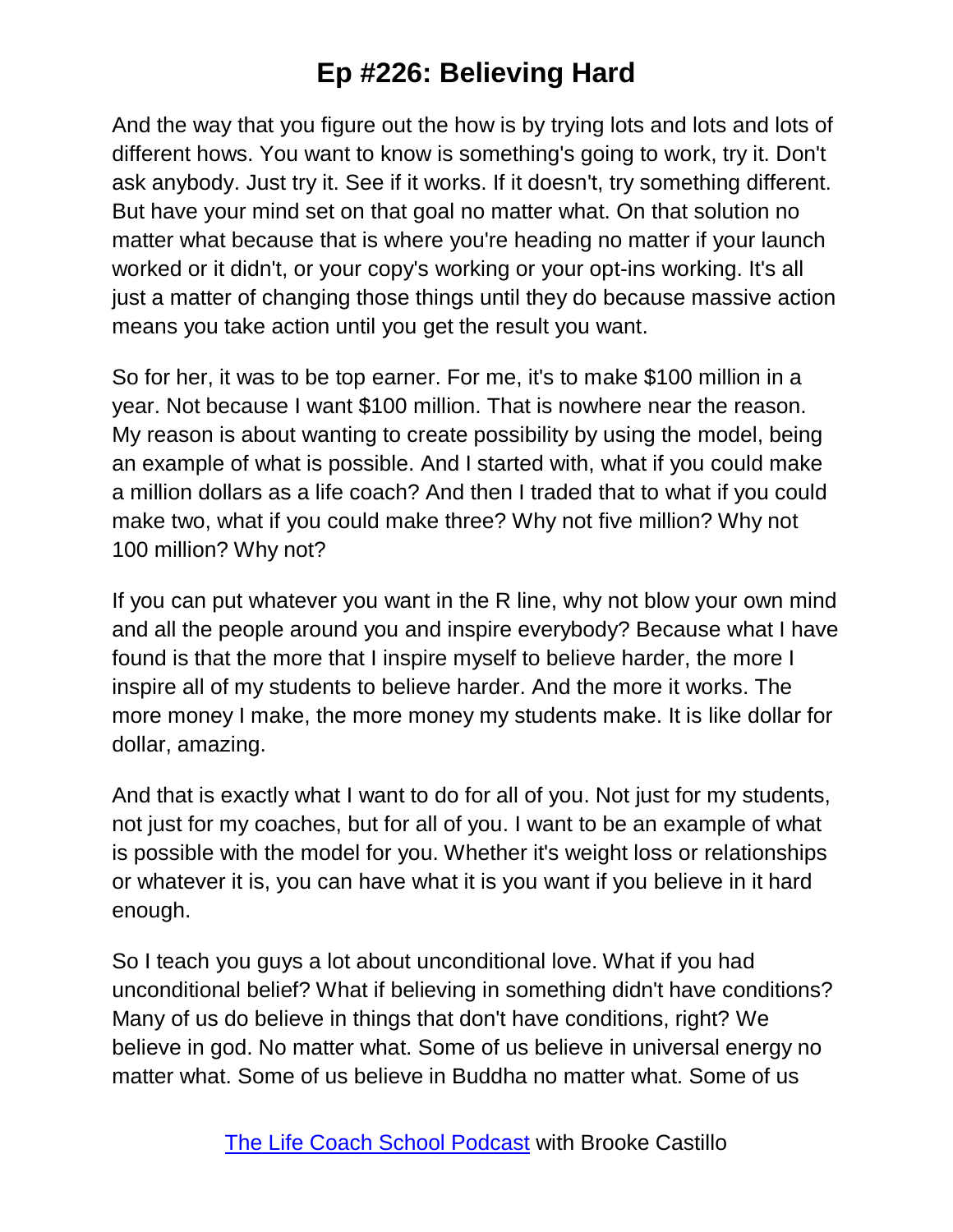And the way that you figure out the how is by trying lots and lots and lots of different hows. You want to know is something's going to work, try it. Don't ask anybody. Just try it. See if it works. If it doesn't, try something different. But have your mind set on that goal no matter what. On that solution no matter what because that is where you're heading no matter if your launch worked or it didn't, or your copy's working or your opt-ins working. It's all just a matter of changing those things until they do because massive action means you take action until you get the result you want.

So for her, it was to be top earner. For me, it's to make $100 million in a year. Not because I want $100 million. That is nowhere near the reason. My reason is about wanting to create possibility by using the model, being an example of what is possible. And I started with, what if you could make a million dollars as a life coach? And then I traded that to what if you could make two, what if you could make three? Why not five million? Why not 100 million? Why not?

If you can put whatever you want in the R line, why not blow your own mind and all the people around you and inspire everybody? Because what I have found is that the more that I inspire myself to believe harder, the more I inspire all of my students to believe harder. And the more it works. The more money I make, the more money my students make. It is like dollar for dollar, amazing.

And that is exactly what I want to do for all of you. Not just for my students, not just for my coaches, but for all of you. I want to be an example of what is possible with the model for you. Whether it's weight loss or relationships or whatever it is, you can have what it is you want if you believe in it hard enough.

So I teach you guys a lot about unconditional love. What if you had unconditional belief? What if believing in something didn't have conditions? Many of us do believe in things that don't have conditions, right? We believe in god. No matter what. Some of us believe in universal energy no matter what. Some of us believe in Buddha no matter what. Some of us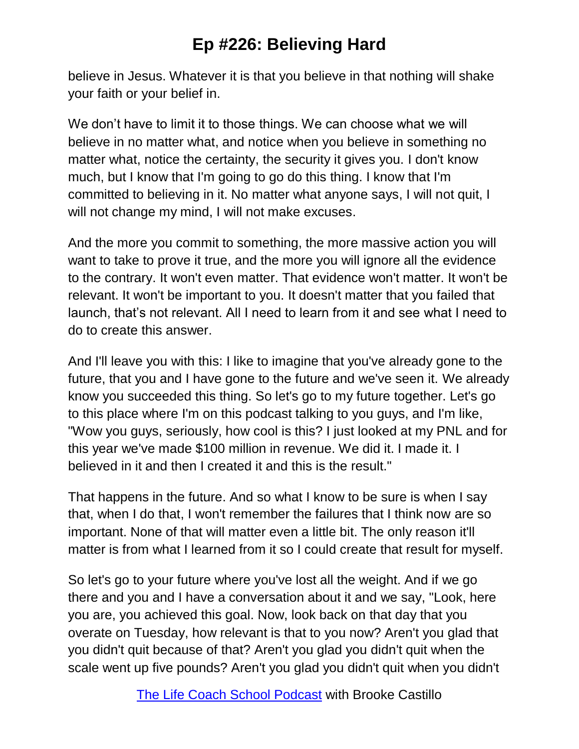believe in Jesus. Whatever it is that you believe in that nothing will shake your faith or your belief in.

We don’t have to limit it to those things. We can choose what we will believe in no matter what, and notice when you believe in something no matter what, notice the certainty, the security it gives you. I don't know much, but I know that I'm going to go do this thing. I know that I'm committed to believing in it. No matter what anyone says, I will not quit, I will not change my mind, I will not make excuses.

And the more you commit to something, the more massive action you will want to take to prove it true, and the more you will ignore all the evidence to the contrary. It won't even matter. That evidence won't matter. It won't be relevant. It won't be important to you. It doesn't matter that you failed that launch, that’s not relevant. All I need to learn from it and see what I need to do to create this answer.

And I'll leave you with this: I like to imagine that you've already gone to the future, that you and I have gone to the future and we've seen it. We already know you succeeded this thing. So let's go to my future together. Let's go to this place where I'm on this podcast talking to you guys, and I'm like, "Wow you guys, seriously, how cool is this? I just looked at my PNL and for this year we've made $100 million in revenue. We did it. I made it. I believed in it and then I created it and this is the result."

That happens in the future. And so what I know to be sure is when I say that, when I do that, I won't remember the failures that I think now are so important. None of that will matter even a little bit. The only reason it'll matter is from what I learned from it so I could create that result for myself.

So let's go to your future where you've lost all the weight. And if we go there and you and I have a conversation about it and we say, "Look, here you are, you achieved this goal. Now, look back on that day that you overate on Tuesday, how relevant is that to you now? Aren't you glad that you didn't quit because of that? Aren't you glad you didn't quit when the scale went up five pounds? Aren't you glad you didn't quit when you didn't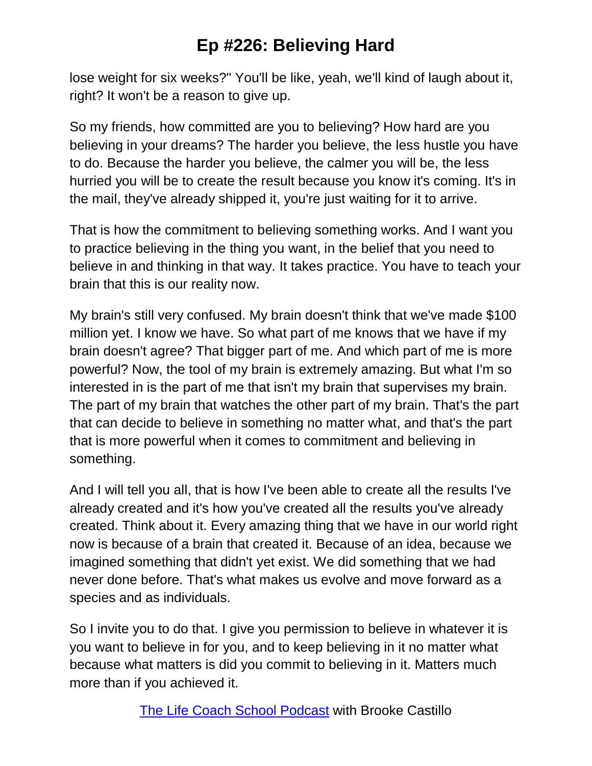lose weight for six weeks?" You'll be like, yeah, we'll kind of laugh about it, right? It won't be a reason to give up.

So my friends, how committed are you to believing? How hard are you believing in your dreams? The harder you believe, the less hustle you have to do. Because the harder you believe, the calmer you will be, the less hurried you will be to create the result because you know it's coming. It's in the mail, they've already shipped it, you're just waiting for it to arrive.

That is how the commitment to believing something works. And I want you to practice believing in the thing you want, in the belief that you need to believe in and thinking in that way. It takes practice. You have to teach your brain that this is our reality now.

My brain's still very confused. My brain doesn't think that we've made $100 million yet. I know we have. So what part of me knows that we have if my brain doesn't agree? That bigger part of me. And which part of me is more powerful? Now, the tool of my brain is extremely amazing. But what I'm so interested in is the part of me that isn't my brain that supervises my brain. The part of my brain that watches the other part of my brain. That's the part that can decide to believe in something no matter what, and that's the part that is more powerful when it comes to commitment and believing in something.

And I will tell you all, that is how I've been able to create all the results I've already created and it's how you've created all the results you've already created. Think about it. Every amazing thing that we have in our world right now is because of a brain that created it. Because of an idea, because we imagined something that didn't yet exist. We did something that we had never done before. That's what makes us evolve and move forward as a species and as individuals.

So I invite you to do that. I give you permission to believe in whatever it is you want to believe in for you, and to keep believing in it no matter what because what matters is did you commit to believing in it. Matters much more than if you achieved it.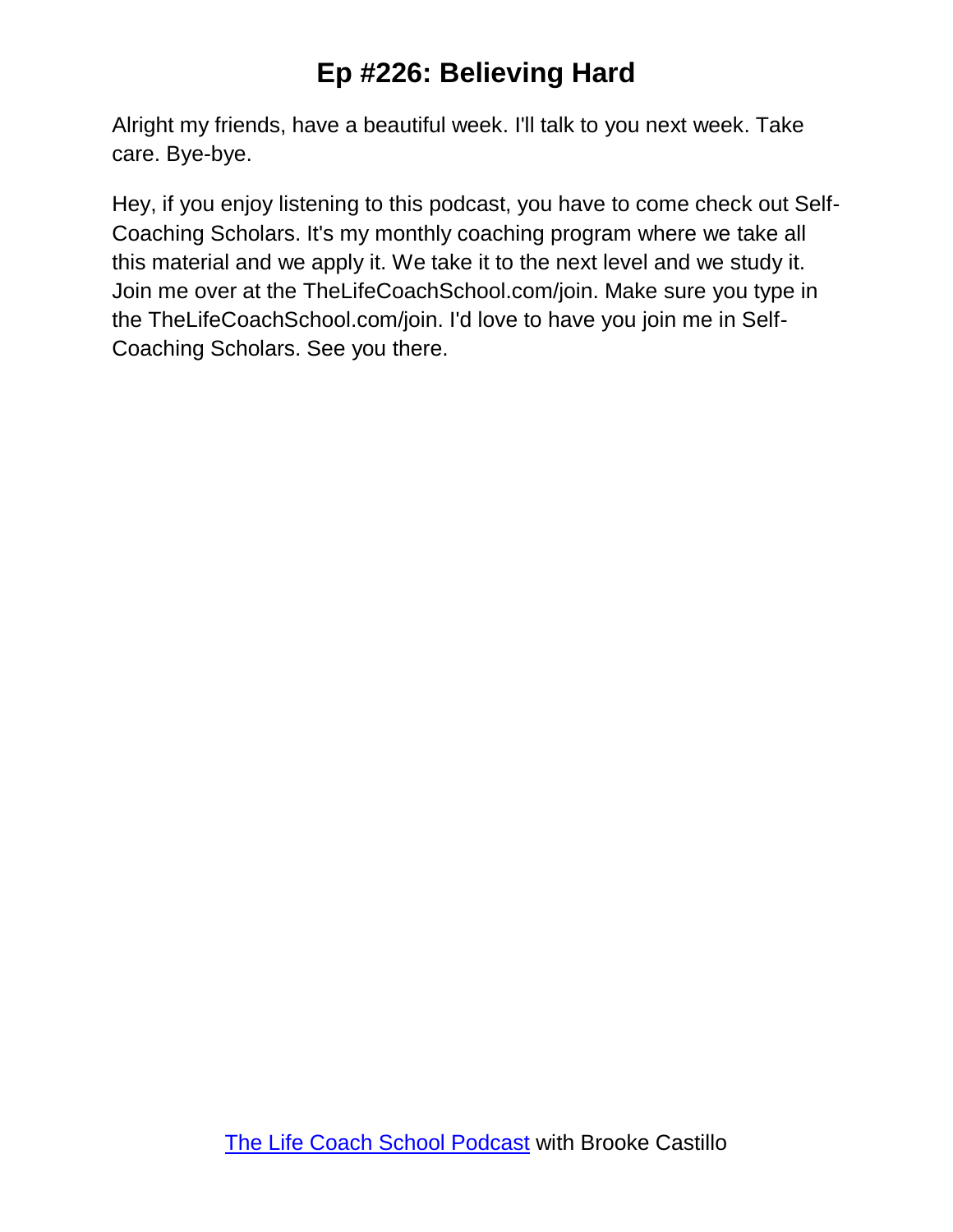Alright my friends, have a beautiful week. I'll talk to you next week. Take care. Bye-bye.

Hey, if you enjoy listening to this podcast, you have to come check out Self-Coaching Scholars. It's my monthly coaching program where we take all this material and we apply it. We take it to the next level and we study it. Join me over at the TheLifeCoachSchool.com/join. Make sure you type in the TheLifeCoachSchool.com/join. I'd love to have you join me in Self-Coaching Scholars. See you there.